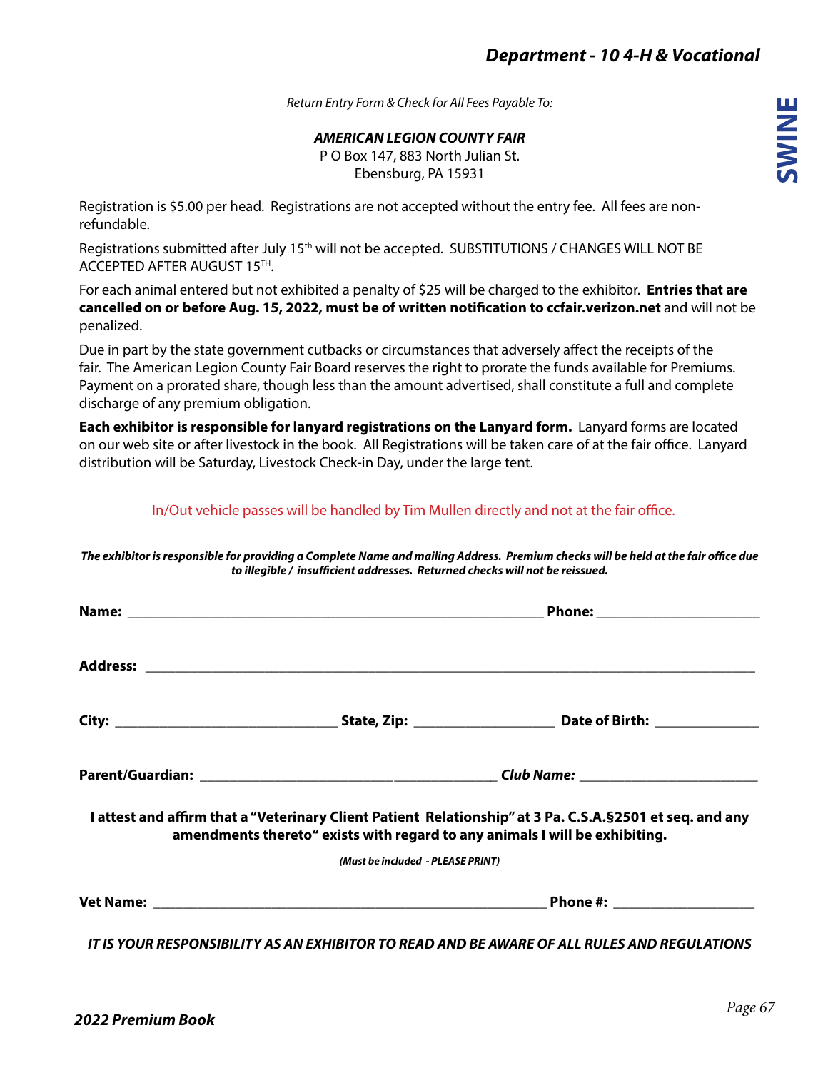## Department - 10 4-H & Vocational

**SWINE**

*Return Entry Form & Check for All Fees Payable To:*

***AMERICAN LEGION COUNTY FAIR***
P O Box 147, 883 North Julian St.
Ebensburg, PA 15931

Registration is $5.00 per head. Registrations are not accepted without the entry fee. All fees are non-refundable.

Registrations submitted after July 15th will not be accepted. SUBSTITUTIONS / CHANGES WILL NOT BE ACCEPTED AFTER AUGUST 15TH.

For each animal entered but not exhibited a penalty of $25 will be charged to the exhibitor. **Entries that are cancelled on or before Aug. 15, 2022, must be of written notification to ccfair.verizon.net** and will not be penalized.

Due in part by the state government cutbacks or circumstances that adversely affect the receipts of the fair. The American Legion County Fair Board reserves the right to prorate the funds available for Premiums. Payment on a prorated share, though less than the amount advertised, shall constitute a full and complete discharge of any premium obligation.

**Each exhibitor is responsible for lanyard registrations on the Lanyard form.** Lanyard forms are located on our web site or after livestock in the book. All Registrations will be taken care of at the fair office. Lanyard distribution will be Saturday, Livestock Check-in Day, under the large tent.

In/Out vehicle passes will be handled by Tim Mullen directly and not at the fair office.

***The exhibitor is responsible for providing a Complete Name and mailing Address. Premium checks will be held at the fair office due to illegible / insufficient addresses. Returned checks will not be reissued.***

**Name:** ________________________________________ **Phone:** ____________________

**Address:** ______________________________________________________________

**City:** ______________________ **State, Zip:** ______________ **Date of Birth:** ____________

**Parent/Guardian:** ______________________________ ***Club Name:*** ____________________

**I attest and affirm that a "Veterinary Client Patient Relationship" at 3 Pa. C.S.A.§2501 et seq. and any amendments thereto" exists with regard to any animals I will be exhibiting.**

***(Must be included - PLEASE PRINT)***

**Vet Name:** ______________________________________ **Phone #:** ________________

***IT IS YOUR RESPONSIBILITY AS AN EXHIBITOR TO READ AND BE AWARE OF ALL RULES AND REGULATIONS***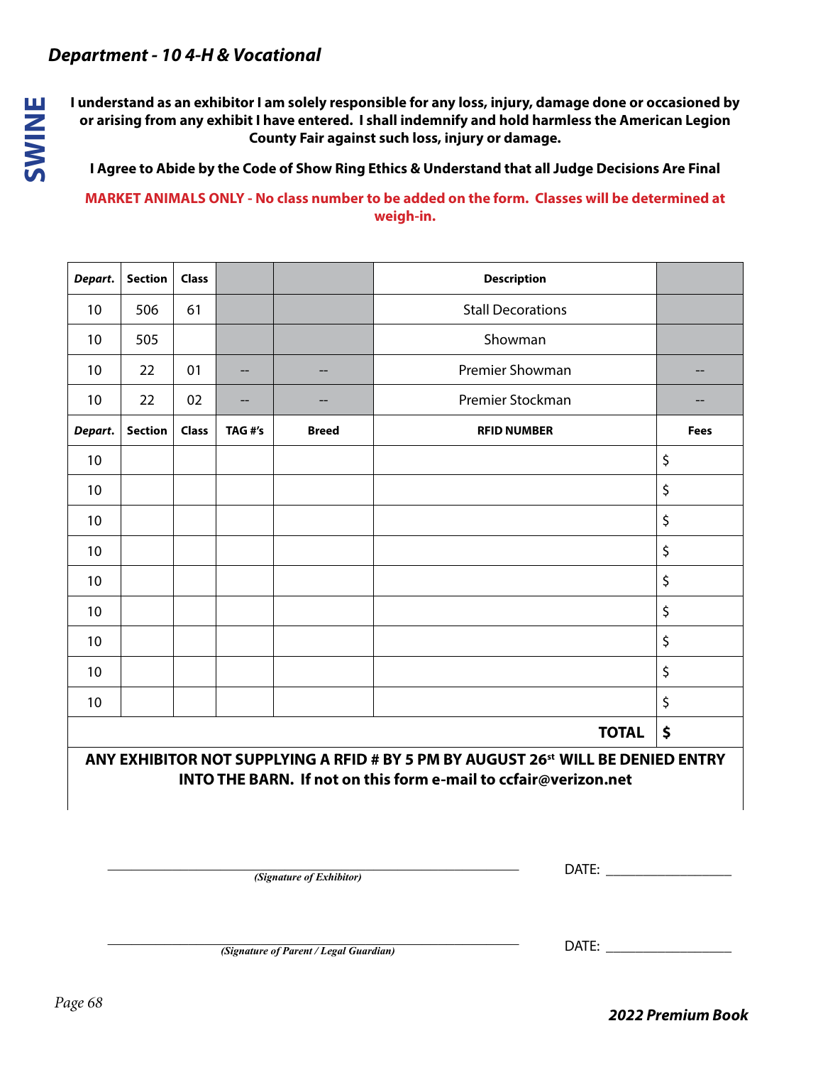## Department - 10 4-H & Vocational

SWINE

**I understand as an exhibitor I am solely responsible for any loss, injury, damage done or occasioned by or arising from any exhibit I have entered. I shall indemnify and hold harmless the American Legion County Fair against such loss, injury or damage.**

**I Agree to Abide by the Code of Show Ring Ethics & Understand that all Judge Decisions Are Final**

**MARKET ANIMALS ONLY - No class number to be added on the form. Classes will be determined at weigh-in.**

| *Depart.* | Section | Class | | | Description | |
|---|---|---|---|---|---|---|
| 10 | 506 | 61 | | | Stall Decorations | |
| 10 | 505 | | | | Showman | |
| 10 | 22 | 01 | -- | -- | Premier Showman | -- |
| 10 | 22 | 02 | -- | -- | Premier Stockman | -- |
| ***Depart.*** | **Section** | **Class** | **TAG #'s** | **Breed** | **RFID NUMBER** | **Fees** |
| 10 | | | | | | $ |
| 10 | | | | | | $ |
| 10 | | | | | | $ |
| 10 | | | | | | $ |
| 10 | | | | | | $ |
| 10 | | | | | | $ |
| 10 | | | | | | $ |
| 10 | | | | | | $ |
| 10 | | | | | | $ |
| | | | | | **TOTAL** | **$** |

**ANY EXHIBITOR NOT SUPPLYING A RFID # BY 5 PM BY AUGUST 26st WILL BE DENIED ENTRY INTO THE BARN. If not on this form e-mail to ccfair@verizon.net**

\_\_\_\_\_\_\_\_\_\_\_\_\_\_\_\_\_\_\_\_\_\_\_\_\_\_\_\_\_\_\_\_\_\_\_\_\_\_\_\_ DATE: \_\_\_\_\_\_\_\_\_\_\_\_\_\_\_\_\_\_
*(Signature of Exhibitor)*

\_\_\_\_\_\_\_\_\_\_\_\_\_\_\_\_\_\_\_\_\_\_\_\_\_\_\_\_\_\_\_\_\_\_\_\_\_\_\_\_ DATE: \_\_\_\_\_\_\_\_\_\_\_\_\_\_\_\_\_\_
*(Signature of Parent / Legal Guardian)*